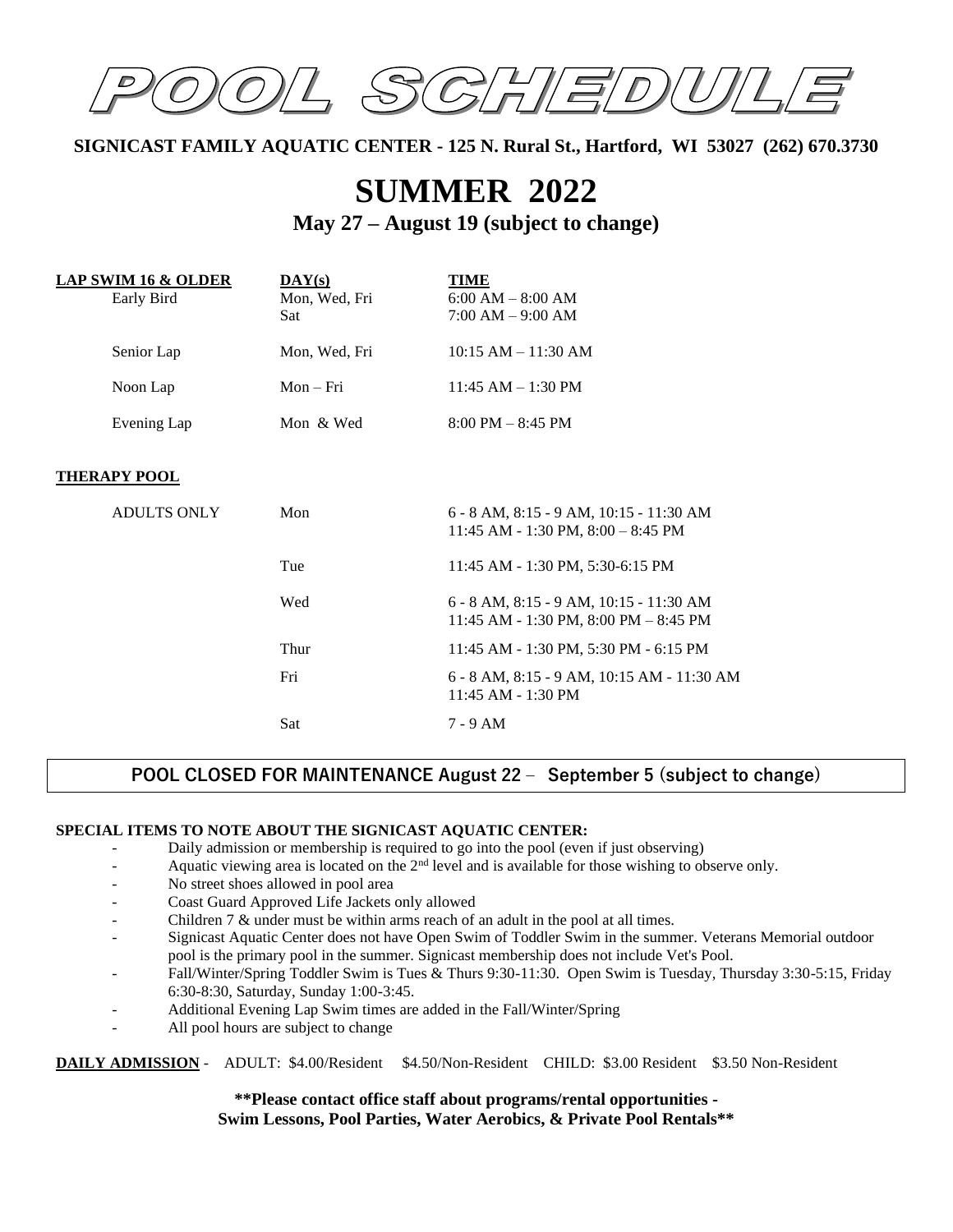# POOL SCHEDULE

**SIGNICAST FAMILY AQUATIC CENTER - 125 N. Rural St., Hartford, WI 53027 (262) 670.3730**

# SUMMER 2022

## May 27 – August 19 (subject to change)

| LAP SWIM 16 & OLDER | DAY(s) | TIME |
|---|---|---|
| Early Bird | Mon, Wed, Fri | 6:00 AM – 8:00 AM |
| | Sat | 7:00 AM – 9:00 AM |
| Senior Lap | Mon, Wed, Fri | 10:15 AM – 11:30 AM |
| Noon Lap | Mon – Fri | 11:45 AM – 1:30 PM |
| Evening Lap | Mon & Wed | 8:00 PM – 8:45 PM |

**THERAPY POOL**

| | | |
|---|---|---|
| ADULTS ONLY | Mon | 6 - 8 AM, 8:15 - 9 AM, 10:15 - 11:30 AM<br>11:45 AM - 1:30 PM, 8:00 – 8:45 PM |
| | Tue | 11:45 AM - 1:30 PM, 5:30-6:15 PM |
| | Wed | 6 - 8 AM, 8:15 - 9 AM, 10:15 - 11:30 AM<br>11:45 AM - 1:30 PM, 8:00 PM – 8:45 PM |
| | Thur | 11:45 AM - 1:30 PM, 5:30 PM - 6:15 PM |
| | Fri | 6 - 8 AM, 8:15 - 9 AM, 10:15 AM - 11:30 AM<br>11:45 AM - 1:30 PM |
| | Sat | 7 - 9 AM |

**POOL CLOSED FOR MAINTENANCE August 22 – September 5 (subject to change)**

**SPECIAL ITEMS TO NOTE ABOUT THE SIGNICAST AQUATIC CENTER:**

- Daily admission or membership is required to go into the pool (even if just observing)
- Aquatic viewing area is located on the 2nd level and is available for those wishing to observe only.
- No street shoes allowed in pool area
- Coast Guard Approved Life Jackets only allowed
- Children 7 & under must be within arms reach of an adult in the pool at all times.
- Signicast Aquatic Center does not have Open Swim of Toddler Swim in the summer. Veterans Memorial outdoor pool is the primary pool in the summer. Signicast membership does not include Vet's Pool.
- Fall/Winter/Spring Toddler Swim is Tues & Thurs 9:30-11:30. Open Swim is Tuesday, Thursday 3:30-5:15, Friday 6:30-8:30, Saturday, Sunday 1:00-3:45.
- Additional Evening Lap Swim times are added in the Fall/Winter/Spring
- All pool hours are subject to change

**DAILY ADMISSION** - ADULT: $4.00/Resident $4.50/Non-Resident CHILD: $3.00 Resident $3.50 Non-Resident

**\*\*Please contact office staff about programs/rental opportunities - Swim Lessons, Pool Parties, Water Aerobics, & Private Pool Rentals\*\***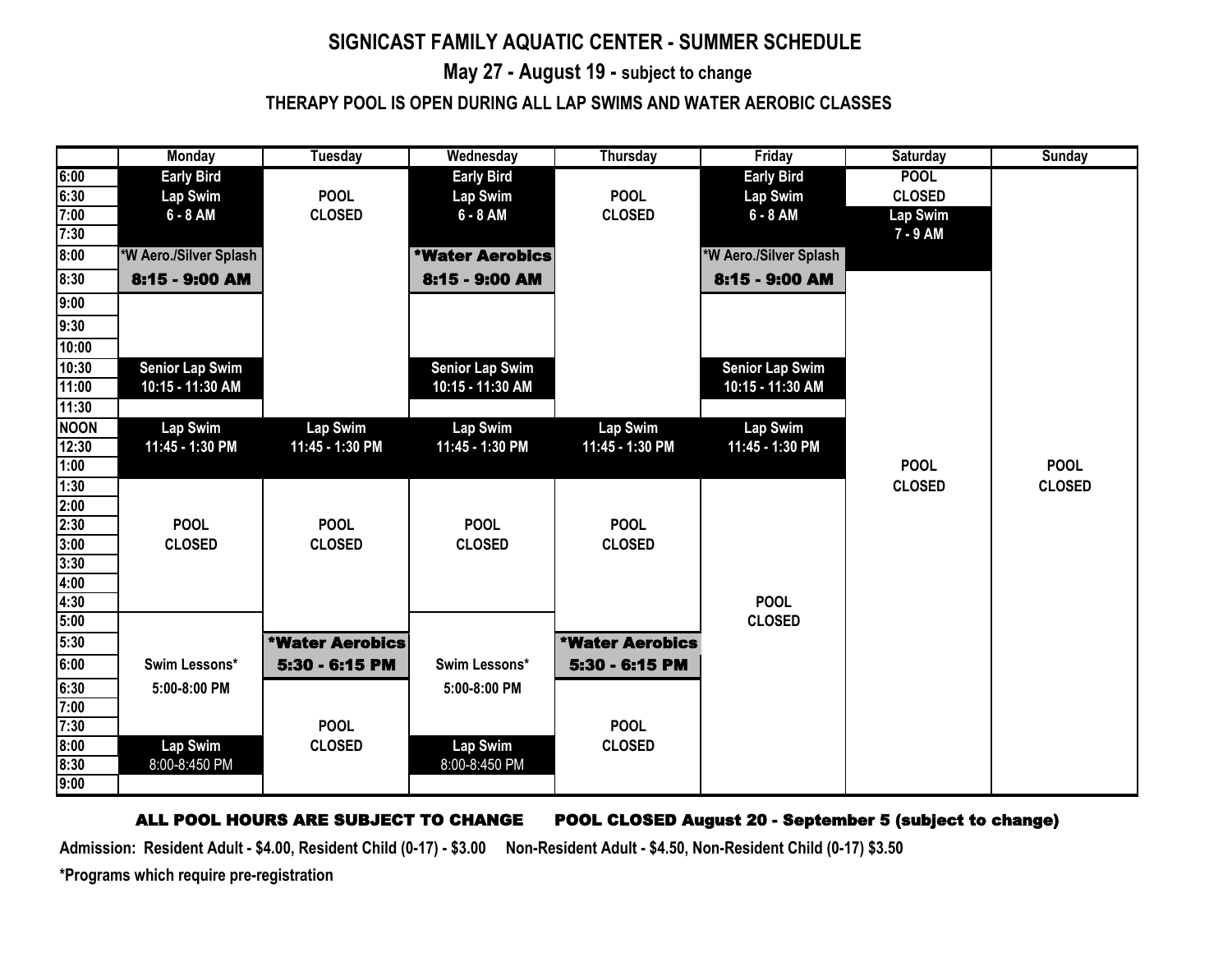# SIGNICAST FAMILY AQUATIC CENTER - SUMMER SCHEDULE

## May 27 - August 19 - subject to change

### THERAPY POOL IS OPEN DURING ALL LAP SWIMS AND WATER AEROBIC CLASSES

| | Monday | Tuesday | Wednesday | Thursday | Friday | Saturday | Sunday |
|---|---|---|---|---|---|---|---|
| 6:00 | Early Bird | | Early Bird | | Early Bird | POOL | |
| 6:30 | Lap Swim | POOL | Lap Swim | POOL | Lap Swim | CLOSED | |
| 7:00 | 6 - 8 AM | CLOSED | 6 - 8 AM | CLOSED | 6 - 8 AM | Lap Swim | |
| 7:30 | | | | | | 7 - 9 AM | |
| 8:00 | *W Aero./Silver Splash | | *Water Aerobics | | *W Aero./Silver Splash | | |
| 8:30 | 8:15 - 9:00 AM | | 8:15 - 9:00 AM | | 8:15 - 9:00 AM | | |
| 9:00 | | | | | | | |
| 9:30 | | | | | | | |
| 10:00 | | | | | | | |
| 10:30 | Senior Lap Swim | | Senior Lap Swim | | Senior Lap Swim | | |
| 11:00 | 10:15 - 11:30 AM | | 10:15 - 11:30 AM | | 10:15 - 11:30 AM | | |
| 11:30 | | | | | | | |
| NOON | Lap Swim | Lap Swim | Lap Swim | Lap Swim | Lap Swim | | |
| 12:30 | 11:45 - 1:30 PM | 11:45 - 1:30 PM | 11:45 - 1:30 PM | 11:45 - 1:30 PM | 11:45 - 1:30 PM | | |
| 1:00 | | | | | | POOL | POOL |
| 1:30 | | | | | | CLOSED | CLOSED |
| 2:00 | | | | | | | |
| 2:30 | POOL | POOL | POOL | POOL | | | |
| 3:00 | CLOSED | CLOSED | CLOSED | CLOSED | | | |
| 3:30 | | | | | | | |
| 4:00 | | | | | | | |
| 4:30 | | | | | POOL | | |
| 5:00 | | | | | CLOSED | | |
| 5:30 | | *Water Aerobics | | *Water Aerobics | | | |
| 6:00 | Swim Lessons* | 5:30 - 6:15 PM | Swim Lessons* | 5:30 - 6:15 PM | | | |
| 6:30 | 5:00-8:00 PM | | 5:00-8:00 PM | | | | |
| 7:00 | | | | | | | |
| 7:30 | | POOL | | POOL | | | |
| 8:00 | Lap Swim | CLOSED | Lap Swim | CLOSED | | | |
| 8:30 | 8:00-8:450 PM | | 8:00-8:450 PM | | | | |
| 9:00 | | | | | | | |

**ALL POOL HOURS ARE SUBJECT TO CHANGE** **POOL CLOSED August 20 - September 5 (subject to change)**

**Admission: Resident Adult - $4.00, Resident Child (0-17) - $3.00 Non-Resident Adult - $4.50, Non-Resident Child (0-17) $3.50**

***Programs which require pre-registration**